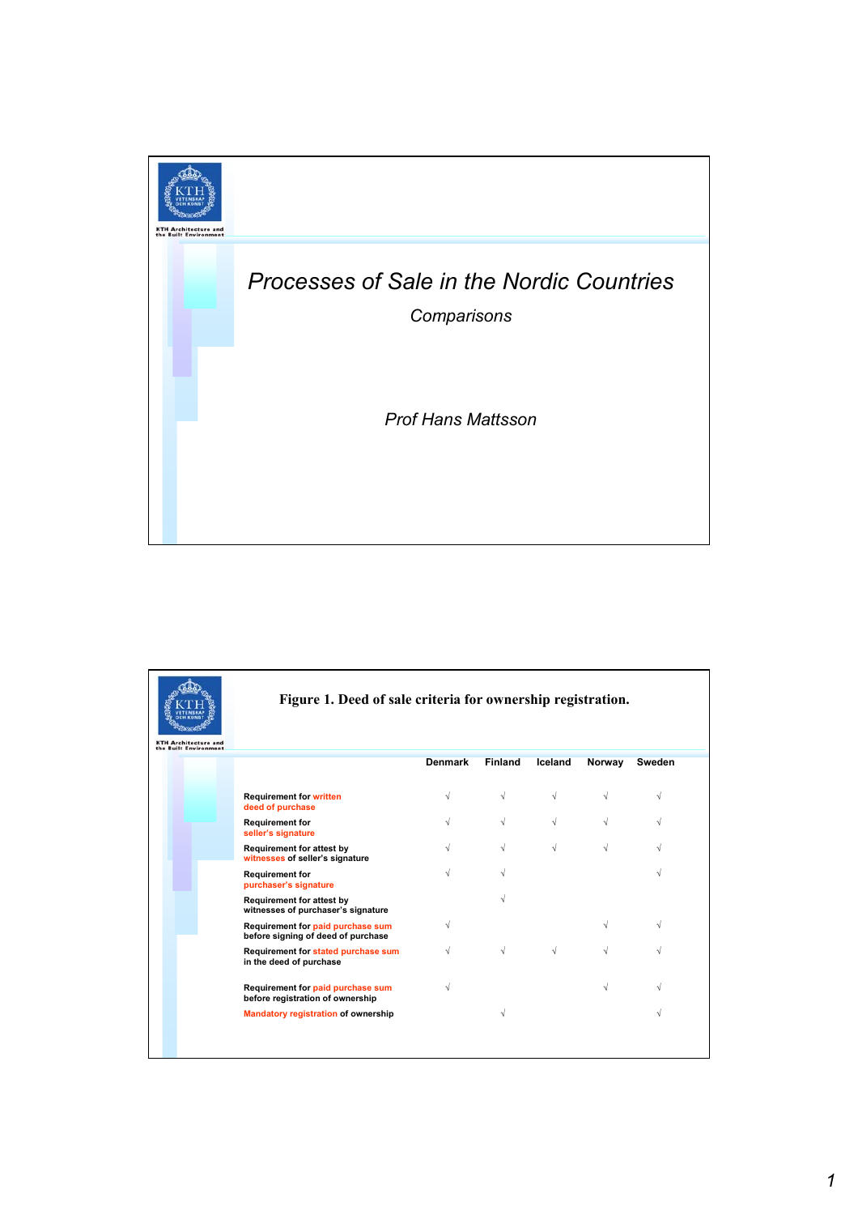# Processes of Sale in the Nordic Countries

*Comparisons*

*Prof Hans Mattsson*

**Figure 1. Deed of sale criteria for ownership registration.**

| | Denmark | Finland | Iceland | Norway | Sweden |
|---|---|---|---|---|---|
| Requirement for written deed of purchase | √ | √ | √ | √ | √ |
| Requirement for seller's signature | √ | √ | √ | √ | √ |
| Requirement for attest by witnesses of seller's signature | √ | √ | √ | √ | √ |
| Requirement for purchaser's signature | √ | √ | | | √ |
| Requirement for attest by witnesses of purchaser's signature | | √ | | | |
| Requirement for paid purchase sum before signing of deed of purchase | √ | | | √ | √ |
| Requirement for stated purchase sum in the deed of purchase | √ | √ | √ | √ | √ |
| Requirement for paid purchase sum before registration of ownership | √ | | | √ | √ |
| Mandatory registration of ownership | | √ | | | √ |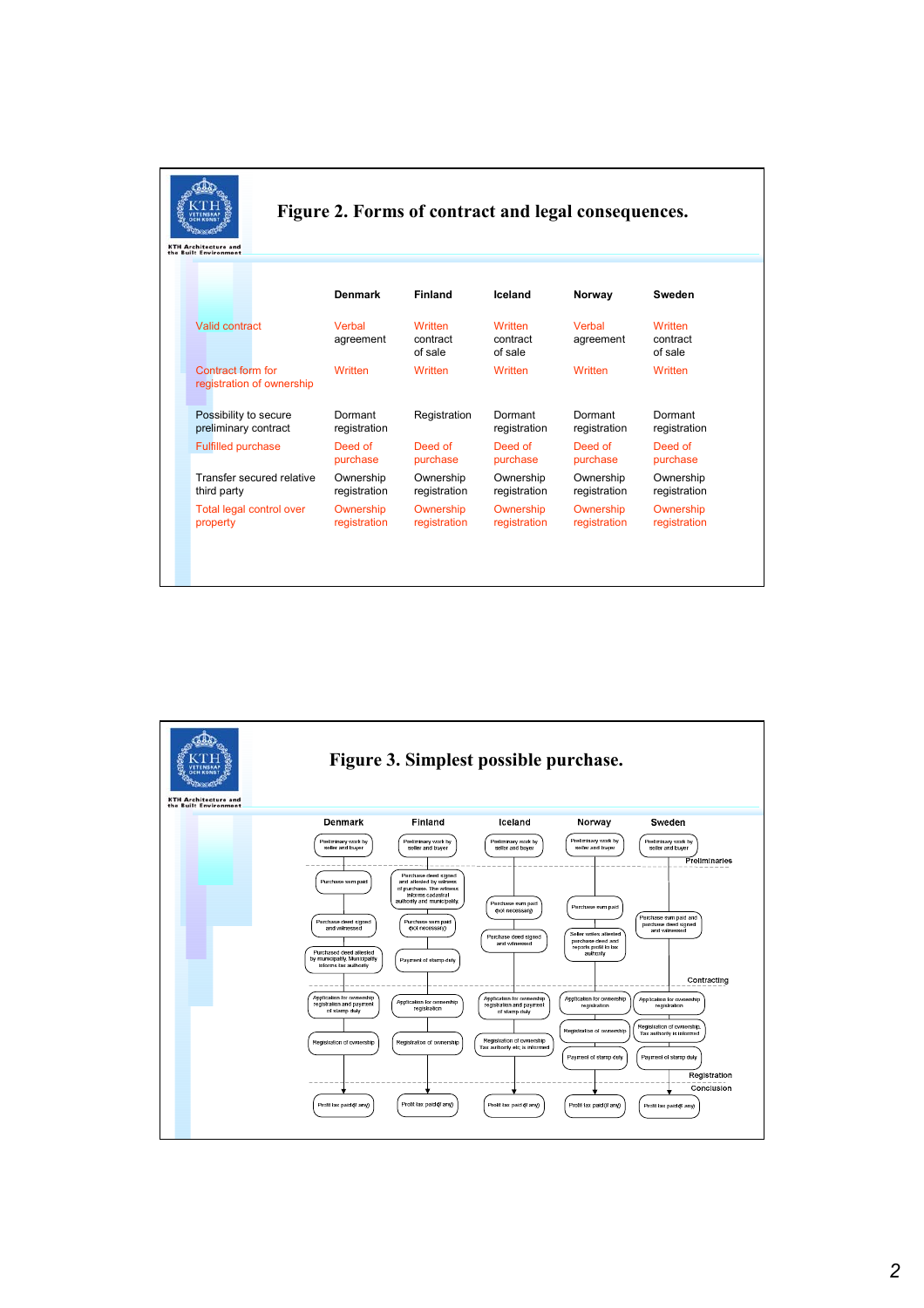# Figure 2. Forms of contract and legal consequences.

| | Denmark | Finland | Iceland | Norway | Sweden |
|---|---|---|---|---|---|
| Valid contract | Verbal agreement | Written contract of sale | Written contract of sale | Verbal agreement | Written contract of sale |
| Contract form for registration of ownership | Written | Written | Written | Written | Written |
| Possibility to secure preliminary contract | Dormant registration | Registration | Dormant registration | Dormant registration | Dormant registration |
| Fulfilled purchase | Deed of purchase | Deed of purchase | Deed of purchase | Deed of purchase | Deed of purchase |
| Transfer secured relative third party | Ownership registration | Ownership registration | Ownership registration | Ownership registration | Ownership registration |
| Total legal control over property | Ownership registration | Ownership registration | Ownership registration | Ownership registration | Ownership registration |

# Figure 3. Simplest possible purchase.

| Phase | Denmark | Finland | Iceland | Norway | Sweden |
|---|---|---|---|---|---|
| Preliminaries | Preliminary work by seller and buyer | Preliminary work by seller and buyer | Preliminary work by seller and buyer | Preliminary work by seller and buyer | Preliminary work by seller and buyer |
| Contracting | Purchase sum paid → Purchase deed signed and witnessed → Purchased deed attested by municipality. Municipality informs tax authority | Purchase deed signed and attested by witness of purchases. The witness informs cadastral authority and municipality → Purchase sum paid (not necessary) → Payment of stamp duty | Purchase sum paid (not necessary) → Purchase deed signed and witnessed | Purchase sum paid → Seller writes attested purchase deed and reports profit to tax authority | Purchase sum paid and purchase deed signed and witnessed |
| Registration | Application for ownership registration and payment of stamp duty → Registration of ownership | Application for ownership registration → Registration of ownership | Application for ownership registration and payment of stamp duty → Registration of ownership. Tax authority etc. is informed | Application for ownership registration → Registration of ownership → Payment of stamp duty | Application for ownership registration → Registration of ownership. Tax authority is informed → Payment of stamp duty |
| Conclusion | Profit tax paid (if any) | Profit tax paid (if any) | Profit tax paid (if any) | Profit tax paid (if any) | Profit tax paid (if any) |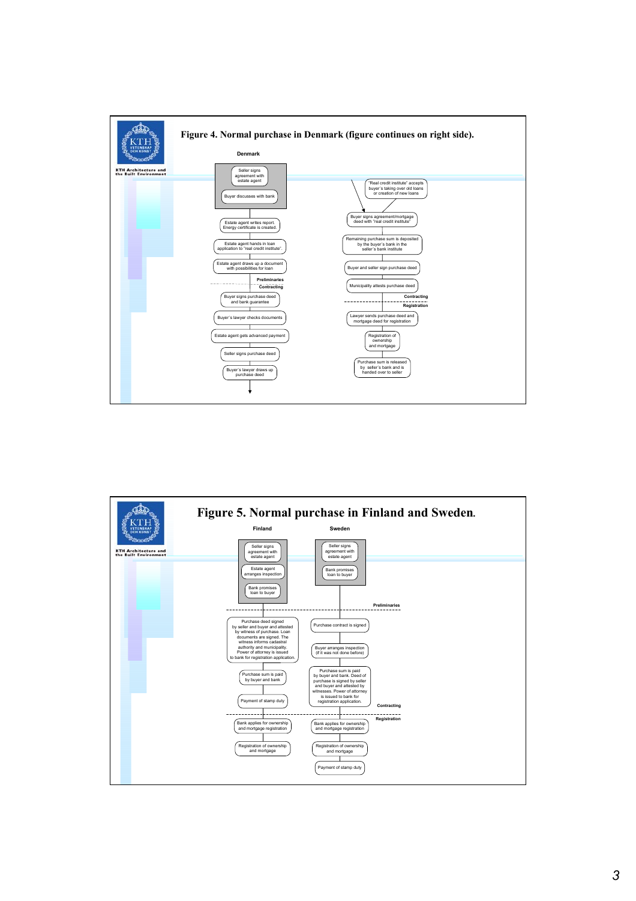# Figure 4. Normal purchase in Denmark (figure continues on right side).

**Denmark**

- Seller signs agreement with estate agent
- Buyer discusses with bank
- Estate agent writes report. Energy certificate is created.
- Estate agent hands in loan application to "real credit institute".
- Estate agent draws up a document with possibilities for loan

**Preliminaries**

**Contracting**

- Buyer signs purchase deed and bank guarantee
- Buyer's lawyer checks documents
- Estate agent gets advanced payment
- Seller signs purchase deed
- Buyer's lawyer draws up purchase deed
- "Real credit institute" accepts buyer's taking over old loans or creation of new loans
- Buyer signs agreement/mortgage deed with "real credit institute"
- Remaining purchase sum is deposited by the buyer's bank in the seller's bank institute
- Buyer and seller sign purchase deed
- Municipality attests purchase deed

**Contracting**

**Registration**

- Lawyer sends purchase deed and mortgage deed for registration
- Registration of ownership and mortgage
- Purchase sum is released by seller's bank and is handed over to seller

# Figure 5. Normal purchase in Finland and Sweden.

**Finland**

- Seller signs agreement with estate agent
- Estate agent arranges inspection
- Bank promises loan to buyer

**Preliminaries**

- Purchase deed signed by seller and buyer and attested by witness of purchase. Loan documents are signed. The witness informs cadastral authority and municipality. Power of attorney is issued to bank for registration application.
- Purchase sum is paid by buyer and bank
- Payment of stamp duty

**Contracting**

**Registration**

- Bank applies for ownership and mortgage registration
- Registration of ownership and mortgage

**Sweden**

- Seller signs agreement with estate agent
- Bank promises loan to buyer

**Preliminaries**

- Purchase contract is signed
- Buyer arranges inspection (if it was not done before)
- Purchase sum is paid by buyer and bank. Deed of purchase is signed by seller and buyer and attested by witnesses. Power of attorney is issued to bank for registration application.

**Contracting**

**Registration**

- Bank applies for ownership and mortgage registration
- Registration of ownership and mortgage
- Payment of stamp duty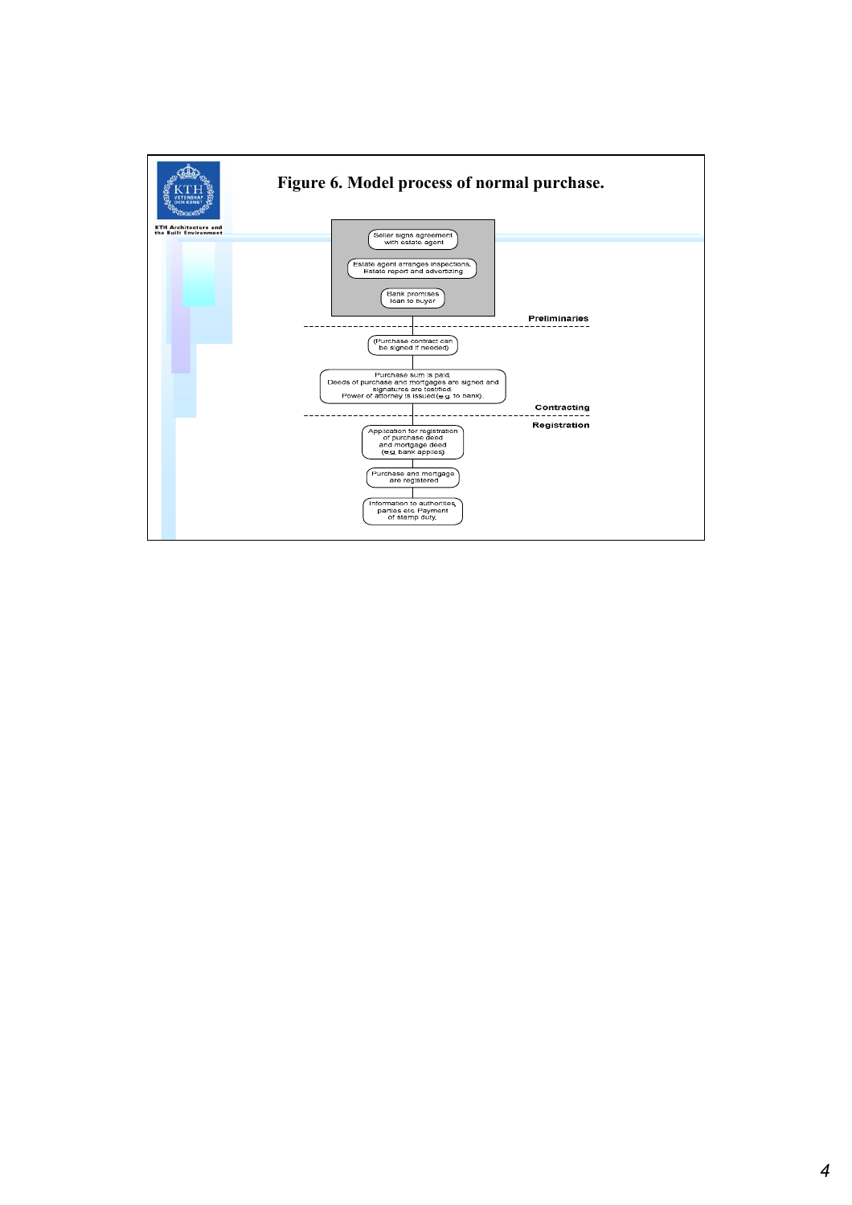KTH Architecture and the Built Environment

# Figure 6. Model process of normal purchase.

Seller signs agreement with estate agent

Estate agent arranges inspections. Estate report and advertizing

Bank promises loan to buyer

Preliminaries

(Purchase contract can be signed if needed)

Purchase sum is paid. Deeds of purchase and mortgages are signed and signatures are testified. Power of attorney is issued (e.g. to bank).

Contracting

Registration

Application for registration of purchase deed and mortgage deed (e.g. bank applies)

Purchase and mortgage are registered

Information to authorities, parties etc. Payment of stamp duty.